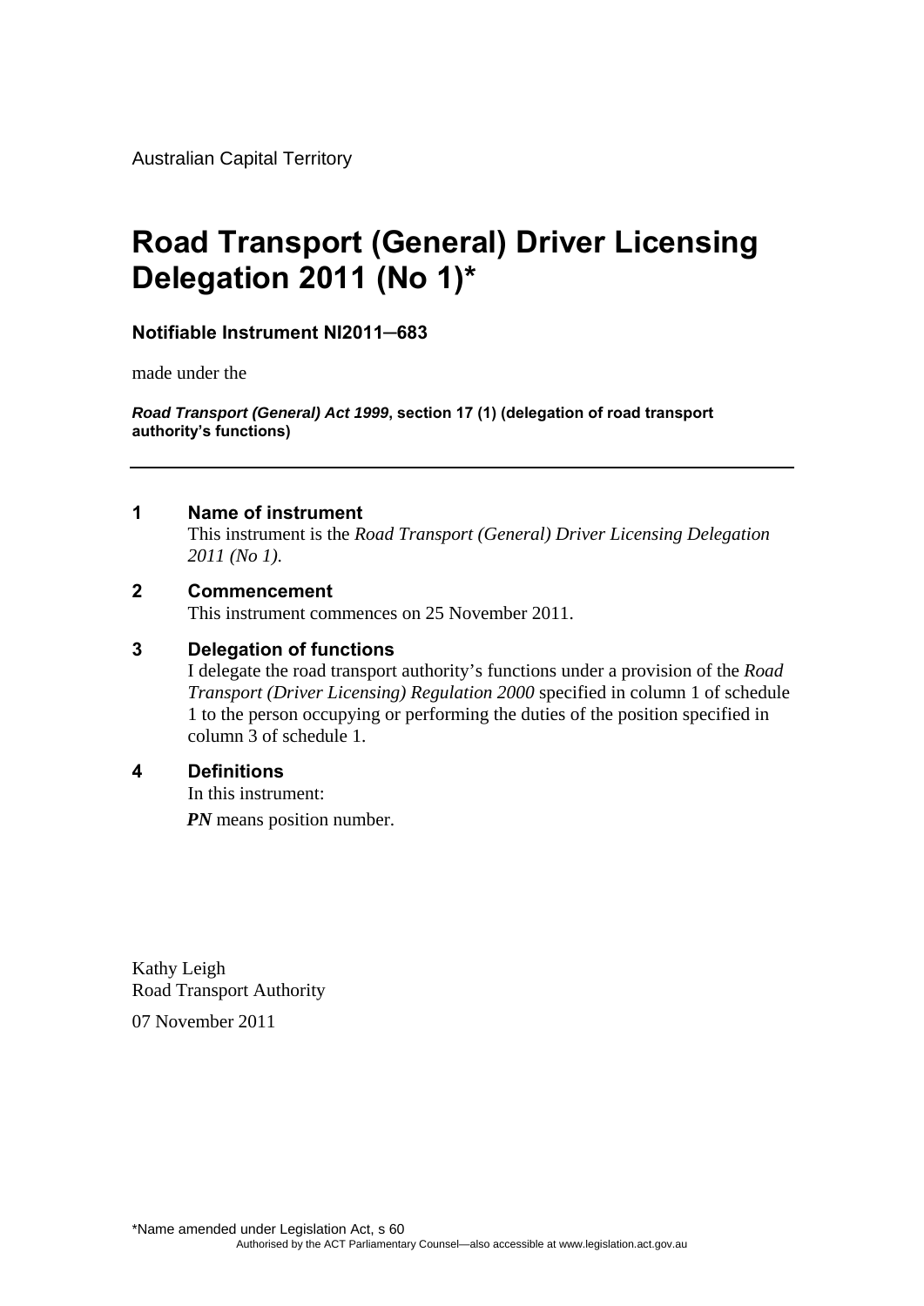Australian Capital Territory

# Road Transport (General) Driver Licensing Delegation 2011 (No 1)*

**Notifiable Instrument NI2011–683**

made under the

***Road Transport (General) Act 1999*, section 17 (1) (delegation of road transport authority's functions)**

---

### 1 Name of instrument

This instrument is the *Road Transport (General) Driver Licensing Delegation 2011 (No 1)*.

### 2 Commencement

This instrument commences on 25 November 2011.

### 3 Delegation of functions

I delegate the road transport authority's functions under a provision of the *Road Transport (Driver Licensing) Regulation 2000* specified in column 1 of schedule 1 to the person occupying or performing the duties of the position specified in column 3 of schedule 1.

### 4 Definitions

In this instrument:

***PN*** means position number.

Kathy Leigh
Road Transport Authority

07 November 2011

*Name amended under Legislation Act, s 60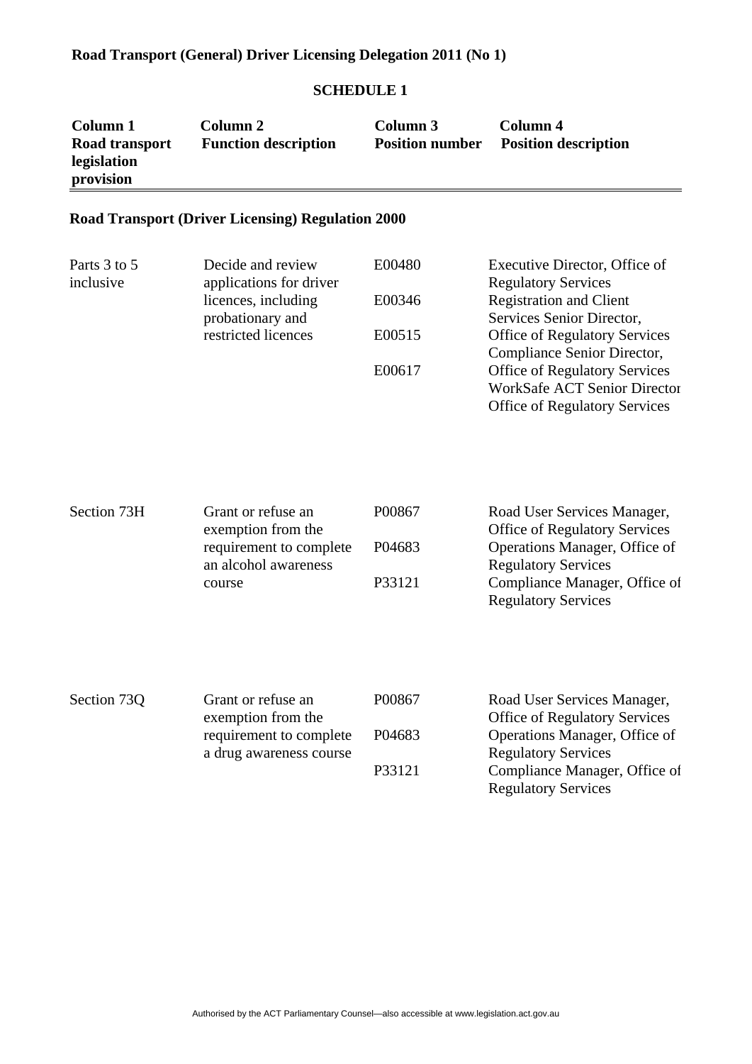## Road Transport (General) Driver Licensing Delegation 2011 (No 1)

### SCHEDULE 1

| Column 1<br>Road transport legislation provision | Column 2<br>Function description | Column 3<br>Position number | Column 4<br>Position description |
|---|---|---|---|
| **Road Transport (Driver Licensing) Regulation 2000** | | | |
| Parts 3 to 5 inclusive | Decide and review applications for driver licences, including probationary and restricted licences | E00480 | Executive Director, Office of Regulatory Services |
| | | E00346 | Registration and Client Services Senior Director, Office of Regulatory Services |
| | | E00515 | Compliance Senior Director, Office of Regulatory Services |
| | | E00617 | WorkSafe ACT Senior Director Office of Regulatory Services |
| Section 73H | Grant or refuse an exemption from the requirement to complete an alcohol awareness course | P00867 | Road User Services Manager, Office of Regulatory Services |
| | | P04683 | Operations Manager, Office of Regulatory Services |
| | | P33121 | Compliance Manager, Office of Regulatory Services |
| Section 73Q | Grant or refuse an exemption from the requirement to complete a drug awareness course | P00867 | Road User Services Manager, Office of Regulatory Services |
| | | P04683 | Operations Manager, Office of Regulatory Services |
| | | P33121 | Compliance Manager, Office of Regulatory Services |

Authorised by the ACT Parliamentary Counsel—also accessible at www.legislation.act.gov.au